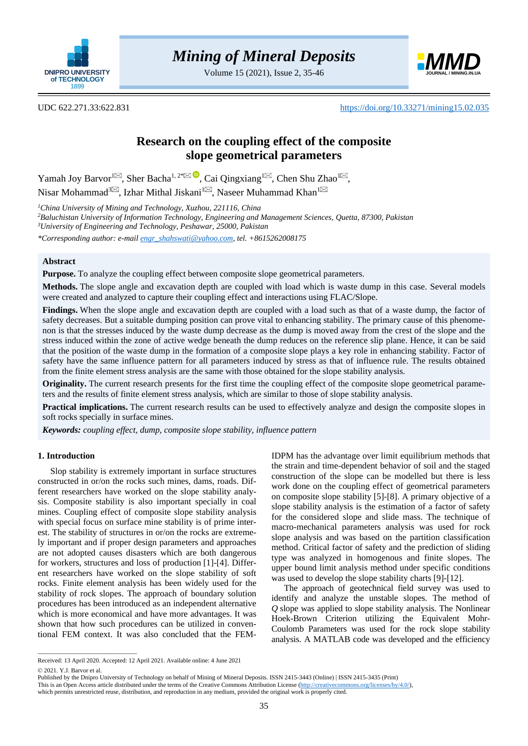UDC 622.271.33:622.831

https://doi.org/10.33271/mining15.02.035

# Research on the coupling effect of the composite slope geometrical parameters

Yamah Joy Barvor[1], Sher Bacha[1, 2*], Cai Qingxiang[1], Chen Shu Zhao[1], Nisar Mohammad[3], Izhar Mithal Jiskani[1], Naseer Muhammad Khan[1]

*[1]China University of Mining and Technology, Xuzhou, 221116, China*
*[2]Baluchistan University of Information Technology, Engineering and Management Sciences, Quetta, 87300, Pakistan*
*[3]University of Engineering and Technology, Peshawar, 25000, Pakistan*

*\*Corresponding author: e-mail engr_shahswati@yahoo.com, tel. +8615262008175*

## Abstract

**Purpose.** To analyze the coupling effect between composite slope geometrical parameters.

**Methods.** The slope angle and excavation depth are coupled with load which is waste dump in this case. Several models were created and analyzed to capture their coupling effect and interactions using FLAC/Slope.

**Findings.** When the slope angle and excavation depth are coupled with a load such as that of a waste dump, the factor of safety decreases. But a suitable dumping position can prove vital to enhancing stability. The primary cause of this phenomenon is that the stresses induced by the waste dump decrease as the dump is moved away from the crest of the slope and the stress induced within the zone of active wedge beneath the dump reduces on the reference slip plane. Hence, it can be said that the position of the waste dump in the formation of a composite slope plays a key role in enhancing stability. Factor of safety have the same influence pattern for all parameters induced by stress as that of influence rule. The results obtained from the finite element stress analysis are the same with those obtained for the slope stability analysis.

**Originality.** The current research presents for the first time the coupling effect of the composite slope geometrical parameters and the results of finite element stress analysis, which are similar to those of slope stability analysis.

**Practical implications.** The current research results can be used to effectively analyze and design the composite slopes in soft rocks specially in surface mines.

***Keywords:*** *coupling effect, dump, composite slope stability, influence pattern*

## 1. Introduction

Slop stability is extremely important in surface structures constructed in or/on the rocks such mines, dams, roads. Different researchers have worked on the slope stability analysis. Composite stability is also important specially in coal mines. Coupling effect of composite slope stability analysis with special focus on surface mine stability is of prime interest. The stability of structures in or/on the rocks are extremely important and if proper design parameters and approaches are not adopted causes disasters which are both dangerous for workers, structures and loss of production [1]-[4]. Different researchers have worked on the slope stability of soft rocks. Finite element analysis has been widely used for the stability of rock slopes. The approach of boundary solution procedures has been introduced as an independent alternative which is more economical and have more advantages. It was shown that how such procedures can be utilized in conventional FEM context. It was also concluded that the FEM-IDPM has the advantage over limit equilibrium methods that the strain and time-dependent behavior of soil and the staged construction of the slope can be modelled but there is less work done on the coupling effect of geometrical parameters on composite slope stability [5]-[8]. A primary objective of a slope stability analysis is the estimation of a factor of safety for the considered slope and slide mass. The technique of macro-mechanical parameters analysis was used for rock slope analysis and was based on the partition classification method. Critical factor of safety and the prediction of sliding type was analyzed in homogenous and finite slopes. The upper bound limit analysis method under specific conditions was used to develop the slope stability charts [9]-[12].

The approach of geotechnical field survey was used to identify and analyze the unstable slopes. The method of *Q* slope was applied to slope stability analysis. The Nonlinear Hoek-Brown Criterion utilizing the Equivalent Mohr-Coulomb Parameters was used for the rock slope stability analysis. A MATLAB code was developed and the efficiency

Received: 13 April 2020. Accepted: 12 April 2021. Available online: 4 June 2021
© 2021. Y.J. Barvor et al.
Published by the Dnipro University of Technology on behalf of Mining of Mineral Deposits. ISSN 2415-3443 (Online) | ISSN 2415-3435 (Print)
This is an Open Access article distributed under the terms of the Creative Commons Attribution License (http://creativecommons.org/licenses/by/4.0/), which permits unrestricted reuse, distribution, and reproduction in any medium, provided the original work is properly cited.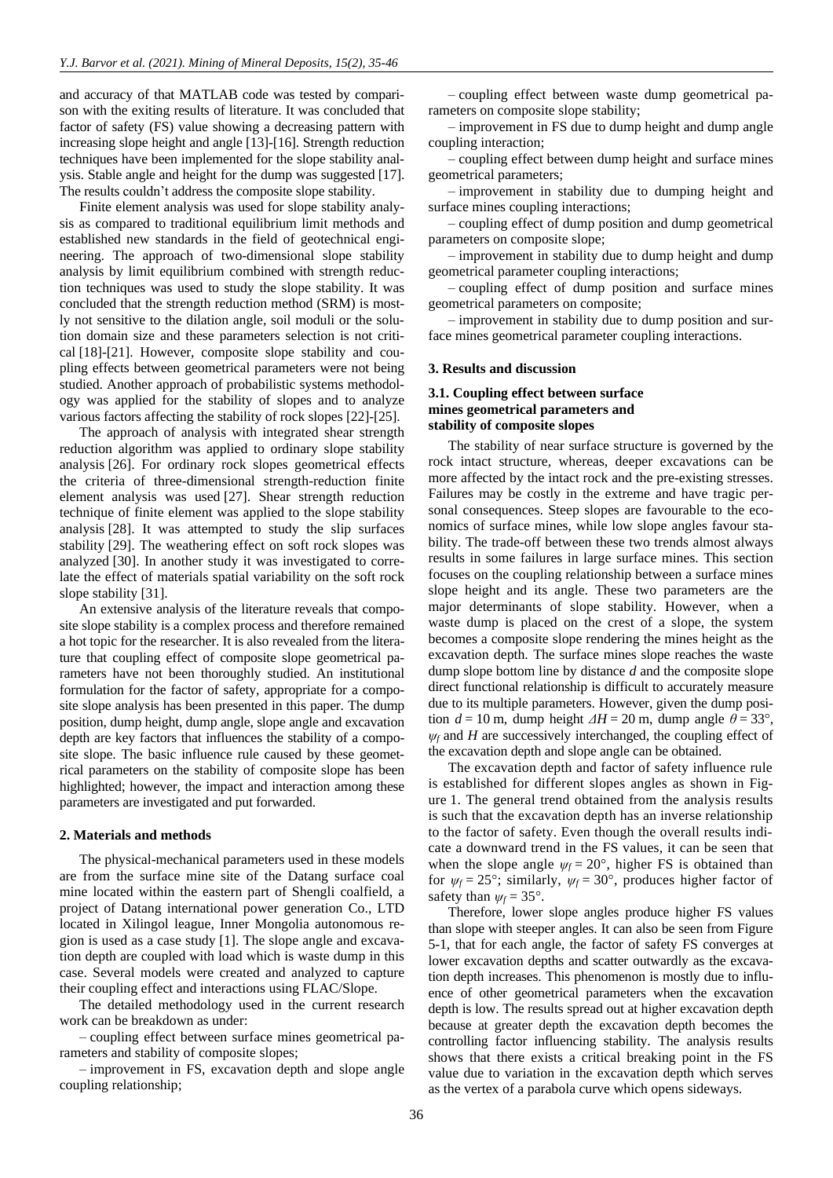and accuracy of that MATLAB code was tested by comparison with the exiting results of literature. It was concluded that factor of safety (FS) value showing a decreasing pattern with increasing slope height and angle [13]-[16]. Strength reduction techniques have been implemented for the slope stability analysis. Stable angle and height for the dump was suggested [17]. The results couldn't address the composite slope stability.

Finite element analysis was used for slope stability analysis as compared to traditional equilibrium limit methods and established new standards in the field of geotechnical engineering. The approach of two-dimensional slope stability analysis by limit equilibrium combined with strength reduction techniques was used to study the slope stability. It was concluded that the strength reduction method (SRM) is mostly not sensitive to the dilation angle, soil moduli or the solution domain size and these parameters selection is not critical [18]-[21]. However, composite slope stability and coupling effects between geometrical parameters were not being studied. Another approach of probabilistic systems methodology was applied for the stability of slopes and to analyze various factors affecting the stability of rock slopes [22]-[25].

The approach of analysis with integrated shear strength reduction algorithm was applied to ordinary slope stability analysis [26]. For ordinary rock slopes geometrical effects the criteria of three-dimensional strength-reduction finite element analysis was used [27]. Shear strength reduction technique of finite element was applied to the slope stability analysis [28]. It was attempted to study the slip surfaces stability [29]. The weathering effect on soft rock slopes was analyzed [30]. In another study it was investigated to correlate the effect of materials spatial variability on the soft rock slope stability [31].

An extensive analysis of the literature reveals that composite slope stability is a complex process and therefore remained a hot topic for the researcher. It is also revealed from the literature that coupling effect of composite slope geometrical parameters have not been thoroughly studied. An institutional formulation for the factor of safety, appropriate for a composite slope analysis has been presented in this paper. The dump position, dump height, dump angle, slope angle and excavation depth are key factors that influences the stability of a composite slope. The basic influence rule caused by these geometrical parameters on the stability of composite slope has been highlighted; however, the impact and interaction among these parameters are investigated and put forwarded.

## 2. Materials and methods

The physical-mechanical parameters used in these models are from the surface mine site of the Datang surface coal mine located within the eastern part of Shengli coalfield, a project of Datang international power generation Co., LTD located in Xilingol league, Inner Mongolia autonomous region is used as a case study [1]. The slope angle and excavation depth are coupled with load which is waste dump in this case. Several models were created and analyzed to capture their coupling effect and interactions using FLAC/Slope.

The detailed methodology used in the current research work can be breakdown as under:

– coupling effect between surface mines geometrical parameters and stability of composite slopes;

– improvement in FS, excavation depth and slope angle coupling relationship;

– coupling effect between waste dump geometrical parameters on composite slope stability;

– improvement in FS due to dump height and dump angle coupling interaction;

– coupling effect between dump height and surface mines geometrical parameters;

– improvement in stability due to dumping height and surface mines coupling interactions;

– coupling effect of dump position and dump geometrical parameters on composite slope;

– improvement in stability due to dump height and dump geometrical parameter coupling interactions;

– coupling effect of dump position and surface mines geometrical parameters on composite;

– improvement in stability due to dump position and surface mines geometrical parameter coupling interactions.

## 3. Results and discussion

### 3.1. Coupling effect between surface mines geometrical parameters and stability of composite slopes

The stability of near surface structure is governed by the rock intact structure, whereas, deeper excavations can be more affected by the intact rock and the pre-existing stresses. Failures may be costly in the extreme and have tragic personal consequences. Steep slopes are favourable to the economics of surface mines, while low slope angles favour stability. The trade-off between these two trends almost always results in some failures in large surface mines. This section focuses on the coupling relationship between a surface mines slope height and its angle. These two parameters are the major determinants of slope stability. However, when a waste dump is placed on the crest of a slope, the system becomes a composite slope rendering the mines height as the excavation depth. The surface mines slope reaches the waste dump slope bottom line by distance $d$ and the composite slope direct functional relationship is difficult to accurately measure due to its multiple parameters. However, given the dump position $d = 10$ m, dump height $\Delta H = 20$ m, dump angle $\theta = 33°$, $\psi_f$ and $H$ are successively interchanged, the coupling effect of the excavation depth and slope angle can be obtained.

The excavation depth and factor of safety influence rule is established for different slopes angles as shown in Figure 1. The general trend obtained from the analysis results is such that the excavation depth has an inverse relationship to the factor of safety. Even though the overall results indicate a downward trend in the FS values, it can be seen that when the slope angle $\psi_f = 20°$, higher FS is obtained than for $\psi_f = 25°$; similarly, $\psi_f = 30°$, produces higher factor of safety than $\psi_f = 35°$.

Therefore, lower slope angles produce higher FS values than slope with steeper angles. It can also be seen from Figure 5-1, that for each angle, the factor of safety FS converges at lower excavation depths and scatter outwardly as the excavation depth increases. This phenomenon is mostly due to influence of other geometrical parameters when the excavation depth is low. The results spread out at higher excavation depth because at greater depth the excavation depth becomes the controlling factor influencing stability. The analysis results shows that there exists a critical breaking point in the FS value due to variation in the excavation depth which serves as the vertex of a parabola curve which opens sideways.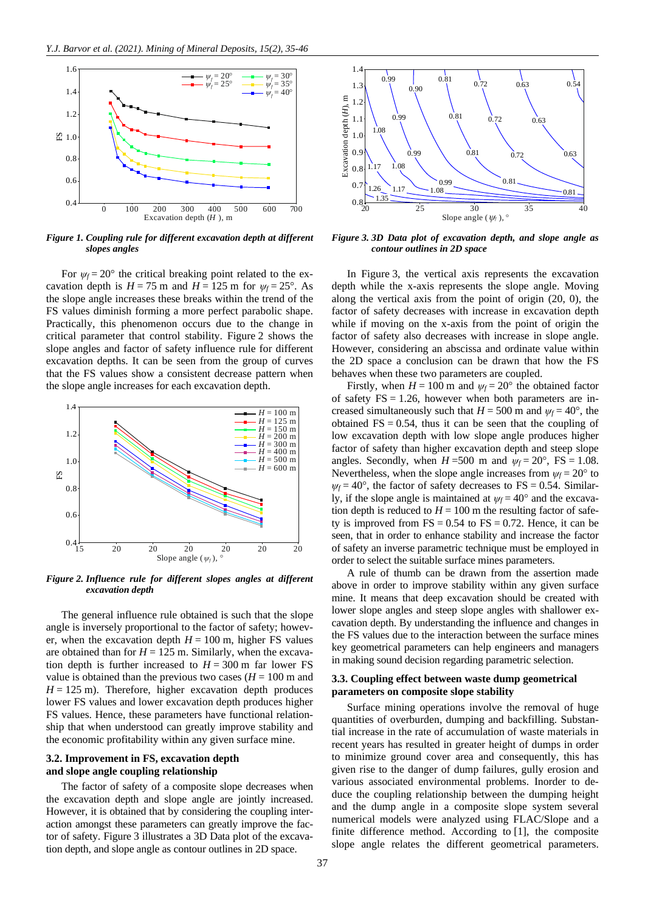*Figure 1. Coupling rule for different excavation depth at different slopes angles*

For $\psi_f = 20°$ the critical breaking point related to the excavation depth is $H = 75$ m and $H = 125$ m for $\psi_f = 25°$. As the slope angle increases these breaks within the trend of the FS values diminish forming a more perfect parabolic shape. Practically, this phenomenon occurs due to the change in critical parameter that control stability. Figure 2 shows the slope angles and factor of safety influence rule for different excavation depths. It can be seen from the group of curves that the FS values show a consistent decrease pattern when the slope angle increases for each excavation depth.

*Figure 2. Influence rule for different slopes angles at different excavation depth*

The general influence rule obtained is such that the slope angle is inversely proportional to the factor of safety; however, when the excavation depth $H = 100$ m, higher FS values are obtained than for $H = 125$ m. Similarly, when the excavation depth is further increased to $H = 300$ m far lower FS value is obtained than the previous two cases ($H = 100$ m and $H = 125$ m). Therefore, higher excavation depth produces lower FS values and lower excavation depth produces higher FS values. Hence, these parameters have functional relationship that when understood can greatly improve stability and the economic profitability within any given surface mine.

### 3.2. Improvement in FS, excavation depth and slope angle coupling relationship

The factor of safety of a composite slope decreases when the excavation depth and slope angle are jointly increased. However, it is obtained that by considering the coupling interaction amongst these parameters can greatly improve the factor of safety. Figure 3 illustrates a 3D Data plot of the excavation depth, and slope angle as contour outlines in 2D space.

*Figure 3. 3D Data plot of excavation depth, and slope angle as contour outlines in 2D space*

In Figure 3, the vertical axis represents the excavation depth while the x-axis represents the slope angle. Moving along the vertical axis from the point of origin (20, 0), the factor of safety decreases with increase in excavation depth while if moving on the x-axis from the point of origin the factor of safety also decreases with increase in slope angle. However, considering an abscissa and ordinate value within the 2D space a conclusion can be drawn that how the FS behaves when these two parameters are coupled.

Firstly, when $H = 100$ m and $\psi_f = 20°$ the obtained factor of safety FS = 1.26, however when both parameters are increased simultaneously such that $H = 500$ m and $\psi_f = 40°$, the obtained FS = 0.54, thus it can be seen that the coupling of low excavation depth with low slope angle produces higher factor of safety than higher excavation depth and steep slope angles. Secondly, when $H = 500$ m and $\psi_f = 20°$, FS = 1.08. Nevertheless, when the slope angle increases from $\psi_f = 20°$ to $\psi_f = 40°$, the factor of safety decreases to FS = 0.54. Similarly, if the slope angle is maintained at $\psi_f = 40°$ and the excavation depth is reduced to $H = 100$ m the resulting factor of safety is improved from FS = 0.54 to FS = 0.72. Hence, it can be seen, that in order to enhance stability and increase the factor of safety an inverse parametric technique must be employed in order to select the suitable surface mines parameters.

A rule of thumb can be drawn from the assertion made above in order to improve stability within any given surface mine. It means that deep excavation should be created with lower slope angles and steep slope angles with shallower excavation depth. By understanding the influence and changes in the FS values due to the interaction between the surface mines key geometrical parameters can help engineers and managers in making sound decision regarding parametric selection.

### 3.3. Coupling effect between waste dump geometrical parameters on composite slope stability

Surface mining operations involve the removal of huge quantities of overburden, dumping and backfilling. Substantial increase in the rate of accumulation of waste materials in recent years has resulted in greater height of dumps in order to minimize ground cover area and consequently, this has given rise to the danger of dump failures, gully erosion and various associated environmental problems. Inorder to deduce the coupling relationship between the dumping height and the dump angle in a composite slope system several numerical models were analyzed using FLAC/Slope and a finite difference method. According to [1], the composite slope angle relates the different geometrical parameters.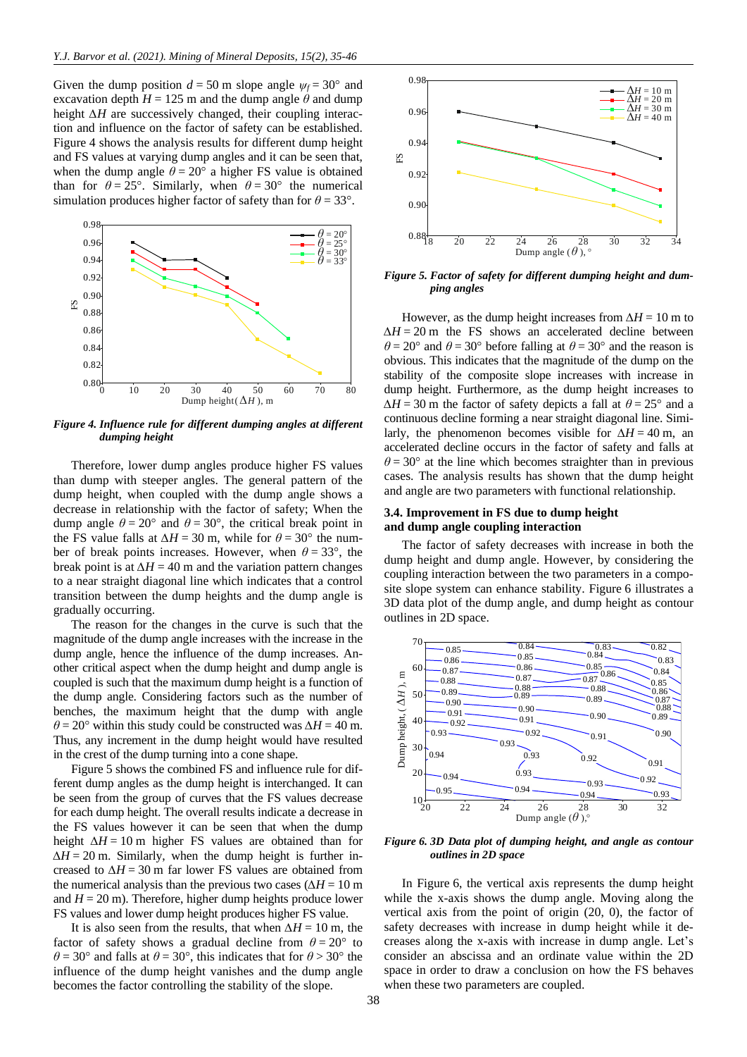Given the dump position $d = 50$ m slope angle $\psi_f = 30°$ and excavation depth $H = 125$ m and the dump angle $\theta$ and dump height $\Delta H$ are successively changed, their coupling interaction and influence on the factor of safety can be established. Figure 4 shows the analysis results for different dump height and FS values at varying dump angles and it can be seen that, when the dump angle $\theta = 20°$ a higher FS value is obtained than for $\theta = 25°$. Similarly, when $\theta = 30°$ the numerical simulation produces higher factor of safety than for $\theta = 33°$.

***Figure 4. Influence rule for different dumping angles at different dumping height***

Therefore, lower dump angles produce higher FS values than dump with steeper angles. The general pattern of the dump height, when coupled with the dump angle shows a decrease in relationship with the factor of safety; When the dump angle $\theta = 20°$ and $\theta = 30°$, the critical break point in the FS value falls at $\Delta H = 30$ m, while for $\theta = 30°$ the number of break points increases. However, when $\theta = 33°$, the break point is at $\Delta H = 40$ m and the variation pattern changes to a near straight diagonal line which indicates that a control transition between the dump heights and the dump angle is gradually occurring.

The reason for the changes in the curve is such that the magnitude of the dump angle increases with the increase in the dump angle, hence the influence of the dump increases. Another critical aspect when the dump height and dump angle is coupled is such that the maximum dump height is a function of the dump angle. Considering factors such as the number of the benches, the maximum height that the dump with angle $\theta = 20°$ within this study could be constructed was $\Delta H = 40$ m. Thus, any increment in the dump height would have resulted in the crest of the dump turning into a cone shape.

Figure 5 shows the combined FS and influence rule for different dump angles as the dump height is interchanged. It can be seen from the group of curves that the FS values decrease for each dump height. The overall results indicate a decrease in the FS values however it can be seen that when the dump height $\Delta H = 10$ m higher FS values are obtained than for $\Delta H = 20$ m. Similarly, when the dump height is further increased to $\Delta H = 30$ m far lower FS values are obtained from the numerical analysis than the previous two cases ($\Delta H = 10$ m and $H = 20$ m). Therefore, higher dump heights produce lower FS values and lower dump height produces higher FS value.

It is also seen from the results, that when $\Delta H = 10$ m, the factor of safety shows a gradual decline from $\theta = 20°$ to $\theta = 30°$ and falls at $\theta = 30°$, this indicates that for $\theta > 30°$ the influence of the dump height vanishes and the dump angle becomes the factor controlling the stability of the slope.

***Figure 5. Factor of safety for different dumping height and dumping angles***

However, as the dump height increases from $\Delta H = 10$ m to $\Delta H = 20$ m the FS shows an accelerated decline between $\theta = 20°$ and $\theta = 30°$ before falling at $\theta = 30°$ and the reason is obvious. This indicates that the magnitude of the dump on the stability of the composite slope increases with increase in dump height. Furthermore, as the dump height increases to $\Delta H = 30$ m the factor of safety depicts a fall at $\theta = 25°$ and a continuous decline forming a near straight diagonal line. Similarly, the phenomenon becomes visible for $\Delta H = 40$ m, an accelerated decline occurs in the factor of safety and falls at $\theta = 30°$ at the line which becomes straighter than in previous cases. The analysis results has shown that the dump height and angle are two parameters with functional relationship.

### 3.4. Improvement in FS due to dump height and dump angle coupling interaction

The factor of safety decreases with increase in both the dump height and dump angle. However, by considering the coupling interaction between the two parameters in a composite slope system can enhance stability. Figure 6 illustrates a 3D data plot of the dump angle, and dump height as contour outlines in 2D space.

***Figure 6. 3D Data plot of dumping height, and angle as contour outlines in 2D space***

In Figure 6, the vertical axis represents the dump height while the x-axis shows the dump angle. Moving along the vertical axis from the point of origin (20, 0), the factor of safety decreases with increase in dump height while it decreases along the x-axis with increase in dump angle. Let's consider an abscissa and an ordinate value within the 2D space in order to draw a conclusion on how the FS behaves when these two parameters are coupled.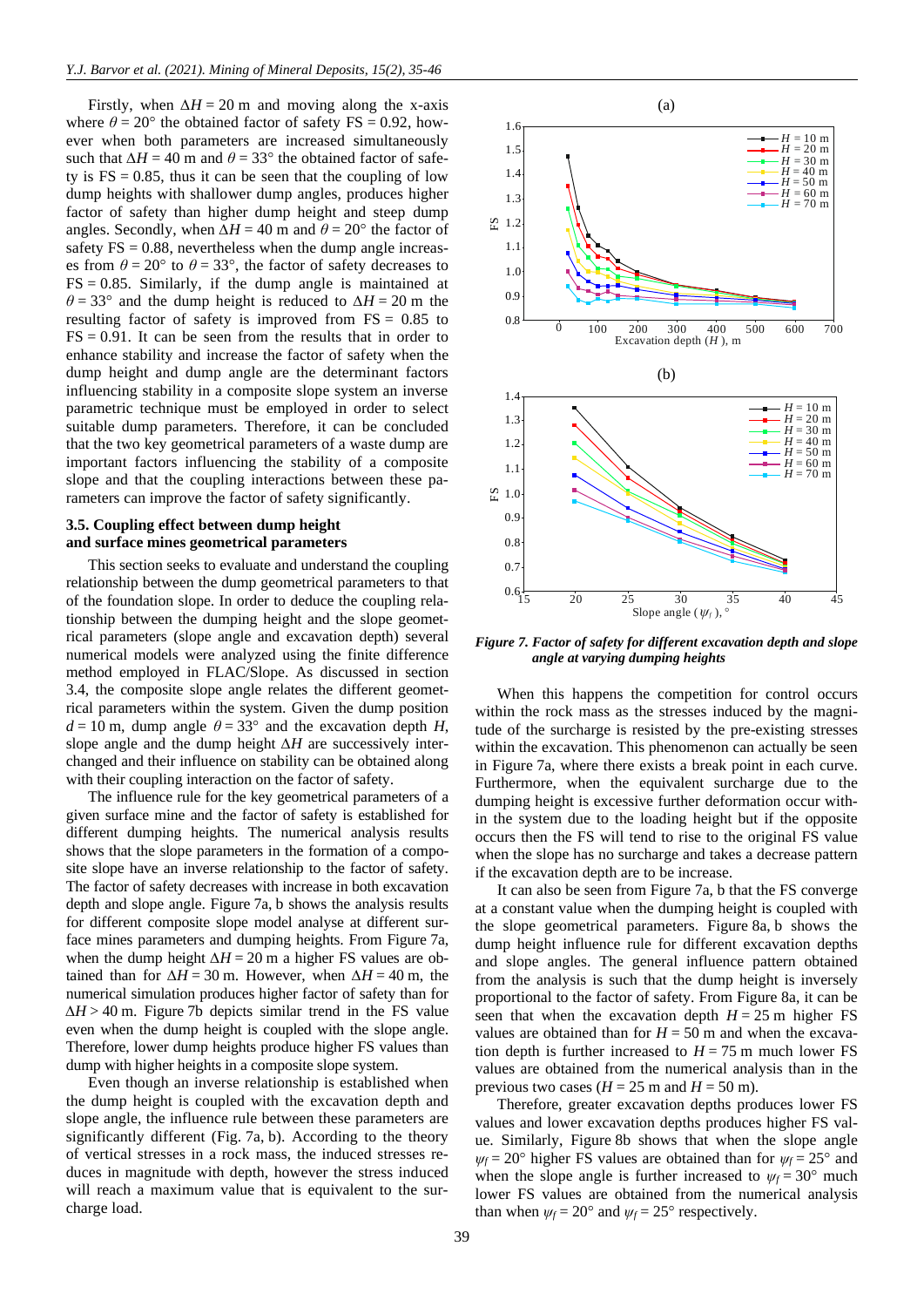Firstly, when $\Delta H = 20$ m and moving along the x-axis where $\theta = 20°$ the obtained factor of safety FS = 0.92, however when both parameters are increased simultaneously such that $\Delta H = 40$ m and $\theta = 33°$ the obtained factor of safety is FS = 0.85, thus it can be seen that the coupling of low dump heights with shallower dump angles, produces higher factor of safety than higher dump height and steep dump angles. Secondly, when $\Delta H = 40$ m and $\theta = 20°$ the factor of safety FS = 0.88, nevertheless when the dump angle increases from $\theta = 20°$ to $\theta = 33°$, the factor of safety decreases to FS = 0.85. Similarly, if the dump angle is maintained at $\theta = 33°$ and the dump height is reduced to $\Delta H = 20$ m the resulting factor of safety is improved from FS = 0.85 to FS = 0.91. It can be seen from the results that in order to enhance stability and increase the factor of safety when the dump height and dump angle are the determinant factors influencing stability in a composite slope system an inverse parametric technique must be employed in order to select suitable dump parameters. Therefore, it can be concluded that the two key geometrical parameters of a waste dump are important factors influencing the stability of a composite slope and that the coupling interactions between these parameters can improve the factor of safety significantly.

### 3.5. Coupling effect between dump height and surface mines geometrical parameters

This section seeks to evaluate and understand the coupling relationship between the dump geometrical parameters to that of the foundation slope. In order to deduce the coupling relationship between the dumping height and the slope geometrical parameters (slope angle and excavation depth) several numerical models were analyzed using the finite difference method employed in FLAC/Slope. As discussed in section 3.4, the composite slope angle relates the different geometrical parameters within the system. Given the dump position $d = 10$ m, dump angle $\theta = 33°$ and the excavation depth $H$, slope angle and the dump height $\Delta H$ are successively interchanged and their influence on stability can be obtained along with their coupling interaction on the factor of safety.

The influence rule for the key geometrical parameters of a given surface mine and the factor of safety is established for different dumping heights. The numerical analysis results shows that the slope parameters in the formation of a composite slope have an inverse relationship to the factor of safety. The factor of safety decreases with increase in both excavation depth and slope angle. Figure 7a, b shows the analysis results for different composite slope model analyse at different surface mines parameters and dumping heights. From Figure 7a, when the dump height $\Delta H = 20$ m a higher FS values are obtained than for $\Delta H = 30$ m. However, when $\Delta H = 40$ m, the numerical simulation produces higher factor of safety than for $\Delta H > 40$ m. Figure 7b depicts similar trend in the FS value even when the dump height is coupled with the slope angle. Therefore, lower dump heights produce higher FS values than dump with higher heights in a composite slope system.

Even though an inverse relationship is established when the dump height is coupled with the excavation depth and slope angle, the influence rule between these parameters are significantly different (Fig. 7a, b). According to the theory of vertical stresses in a rock mass, the induced stresses reduces in magnitude with depth, however the stress induced will reach a maximum value that is equivalent to the surcharge load.

*Figure 7. Factor of safety for different excavation depth and slope angle at varying dumping heights*

When this happens the competition for control occurs within the rock mass as the stresses induced by the magnitude of the surcharge is resisted by the pre-existing stresses within the excavation. This phenomenon can actually be seen in Figure 7a, where there exists a break point in each curve. Furthermore, when the equivalent surcharge due to the dumping height is excessive further deformation occur within the system due to the loading height but if the opposite occurs then the FS will tend to rise to the original FS value when the slope has no surcharge and takes a decrease pattern if the excavation depth are to be increase.

It can also be seen from Figure 7a, b that the FS converge at a constant value when the dumping height is coupled with the slope geometrical parameters. Figure 8a, b shows the dump height influence rule for different excavation depths and slope angles. The general influence pattern obtained from the analysis is such that the dump height is inversely proportional to the factor of safety. From Figure 8a, it can be seen that when the excavation depth $H = 25$ m higher FS values are obtained than for $H = 50$ m and when the excavation depth is further increased to $H = 75$ m much lower FS values are obtained from the numerical analysis than in the previous two cases ($H = 25$ m and $H = 50$ m).

Therefore, greater excavation depths produces lower FS values and lower excavation depths produces higher FS value. Similarly, Figure 8b shows that when the slope angle $\psi_f = 20°$ higher FS values are obtained than for $\psi_f = 25°$ and when the slope angle is further increased to $\psi_f = 30°$ much lower FS values are obtained from the numerical analysis than when $\psi_f = 20°$ and $\psi_f = 25°$ respectively.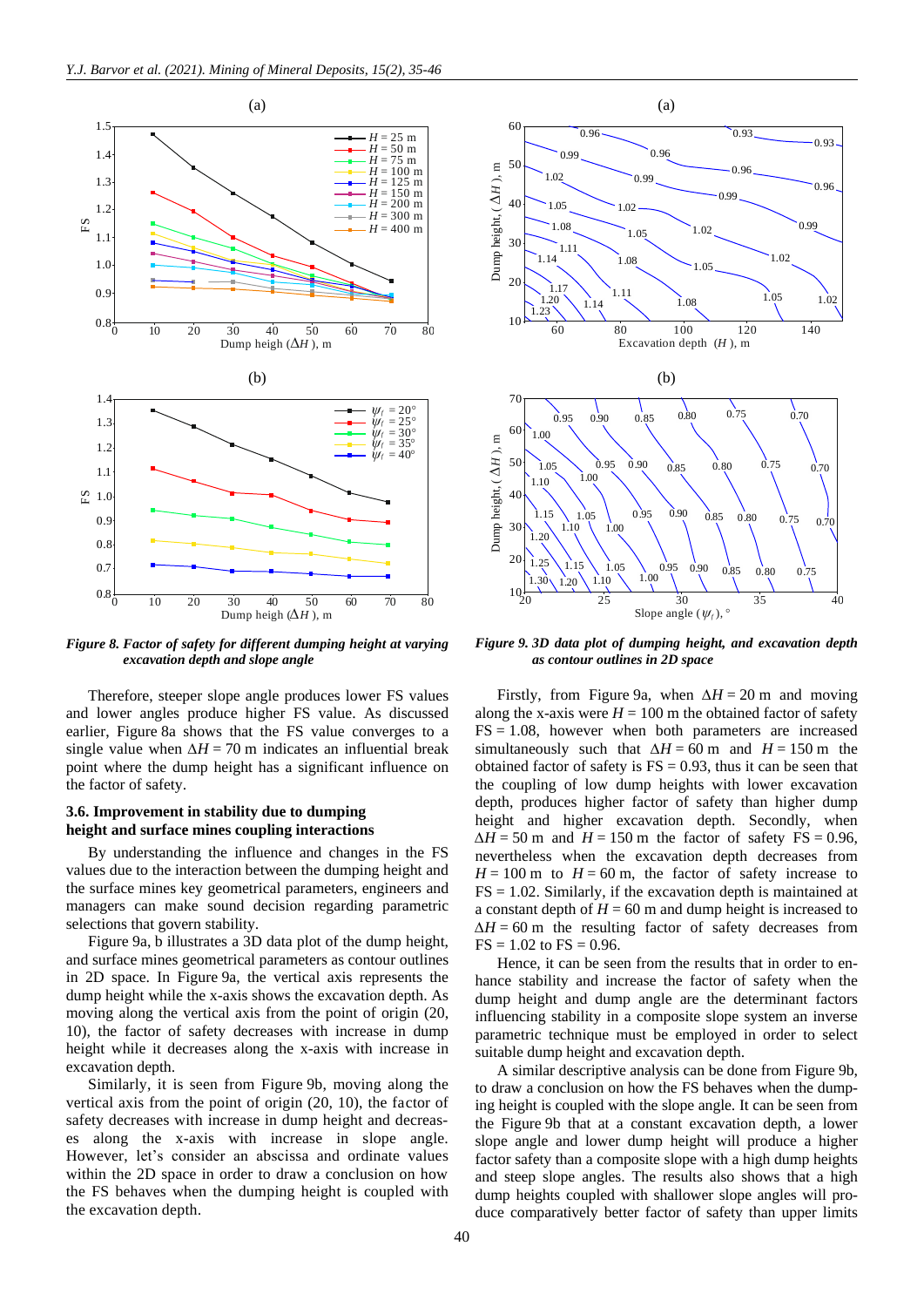*Figure 8. Factor of safety for different dumping height at varying excavation depth and slope angle*

*Figure 9. 3D data plot of dumping height, and excavation depth as contour outlines in 2D space*

Therefore, steeper slope angle produces lower FS values and lower angles produce higher FS value. As discussed earlier, Figure 8a shows that the FS value converges to a single value when $\Delta H = 70$ m indicates an influential break point where the dump height has a significant influence on the factor of safety.

### 3.6. Improvement in stability due to dumping height and surface mines coupling interactions

By understanding the influence and changes in the FS values due to the interaction between the dumping height and the surface mines key geometrical parameters, engineers and managers can make sound decision regarding parametric selections that govern stability.

Figure 9a, b illustrates a 3D data plot of the dump height, and surface mines geometrical parameters as contour outlines in 2D space. In Figure 9a, the vertical axis represents the dump height while the x-axis shows the excavation depth. As moving along the vertical axis from the point of origin (20, 10), the factor of safety decreases with increase in dump height while it decreases along the x-axis with increase in excavation depth.

Similarly, it is seen from Figure 9b, moving along the vertical axis from the point of origin (20, 10), the factor of safety decreases with increase in dump height and decreases along the x-axis with increase in slope angle. However, let's consider an abscissa and ordinate values within the 2D space in order to draw a conclusion on how the FS behaves when the dumping height is coupled with the excavation depth.

Firstly, from Figure 9a, when $\Delta H = 20$ m and moving along the x-axis were $H = 100$ m the obtained factor of safety $FS = 1.08$, however when both parameters are increased simultaneously such that $\Delta H = 60$ m and $H = 150$ m the obtained factor of safety is $FS = 0.93$, thus it can be seen that the coupling of low dump heights with lower excavation depth, produces higher factor of safety than higher dump height and higher excavation depth. Secondly, when $\Delta H = 50$ m and $H = 150$ m the factor of safety $FS = 0.96$, nevertheless when the excavation depth decreases from $H = 100$ m to $H = 60$ m, the factor of safety increase to $FS = 1.02$. Similarly, if the excavation depth is maintained at a constant depth of $H = 60$ m and dump height is increased to $\Delta H = 60$ m the resulting factor of safety decreases from $FS = 1.02$ to $FS = 0.96$.

Hence, it can be seen from the results that in order to enhance stability and increase the factor of safety when the dump height and dump angle are the determinant factors influencing stability in a composite slope system an inverse parametric technique must be employed in order to select suitable dump height and excavation depth.

A similar descriptive analysis can be done from Figure 9b, to draw a conclusion on how the FS behaves when the dumping height is coupled with the slope angle. It can be seen from the Figure 9b that at a constant excavation depth, a lower slope angle and lower dump height will produce a higher factor safety than a composite slope with a high dump heights and steep slope angles. The results also shows that a high dump heights coupled with shallower slope angles will produce comparatively better factor of safety than upper limits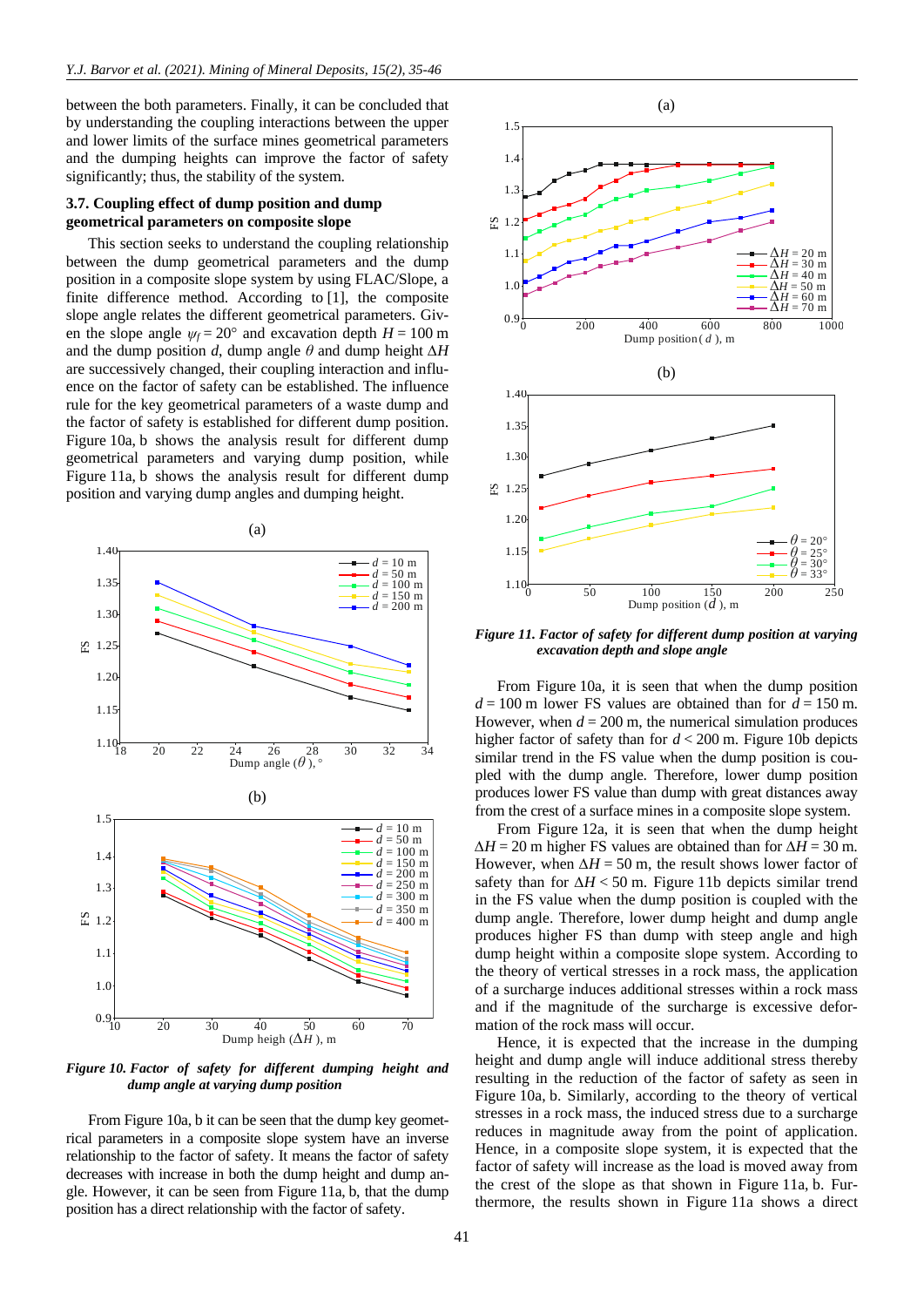between the both parameters. Finally, it can be concluded that by understanding the coupling interactions between the upper and lower limits of the surface mines geometrical parameters and the dumping heights can improve the factor of safety significantly; thus, the stability of the system.

### 3.7. Coupling effect of dump position and dump geometrical parameters on composite slope

This section seeks to understand the coupling relationship between the dump geometrical parameters and the dump position in a composite slope system by using FLAC/Slope, a finite difference method. According to [1], the composite slope angle relates the different geometrical parameters. Given the slope angle $\psi_f = 20°$ and excavation depth $H = 100$ m and the dump position $d$, dump angle $\theta$ and dump height $\Delta H$ are successively changed, their coupling interaction and influence on the factor of safety can be established. The influence rule for the key geometrical parameters of a waste dump and the factor of safety is established for different dump position. Figure 10a, b shows the analysis result for different dump geometrical parameters and varying dump position, while Figure 11a, b shows the analysis result for different dump position and varying dump angles and dumping height.

*Figure 10. Factor of safety for different dumping height and dump angle at varying dump position*

From Figure 10a, b it can be seen that the dump key geometrical parameters in a composite slope system have an inverse relationship to the factor of safety. It means the factor of safety decreases with increase in both the dump height and dump angle. However, it can be seen from Figure 11a, b, that the dump position has a direct relationship with the factor of safety.

*Figure 11. Factor of safety for different dump position at varying excavation depth and slope angle*

From Figure 10a, it is seen that when the dump position $d = 100$ m lower FS values are obtained than for $d = 150$ m. However, when $d = 200$ m, the numerical simulation produces higher factor of safety than for $d < 200$ m. Figure 10b depicts similar trend in the FS value when the dump position is coupled with the dump angle. Therefore, lower dump position produces lower FS value than dump with great distances away from the crest of a surface mines in a composite slope system.

From Figure 12a, it is seen that when the dump height $\Delta H = 20$ m higher FS values are obtained than for $\Delta H = 30$ m. However, when $\Delta H = 50$ m, the result shows lower factor of safety than for $\Delta H < 50$ m. Figure 11b depicts similar trend in the FS value when the dump position is coupled with the dump angle. Therefore, lower dump height and dump angle produces higher FS than dump with steep angle and high dump height within a composite slope system. According to the theory of vertical stresses in a rock mass, the application of a surcharge induces additional stresses within a rock mass and if the magnitude of the surcharge is excessive deformation of the rock mass will occur.

Hence, it is expected that the increase in the dumping height and dump angle will induce additional stress thereby resulting in the reduction of the factor of safety as seen in Figure 10a, b. Similarly, according to the theory of vertical stresses in a rock mass, the induced stress due to a surcharge reduces in magnitude away from the point of application. Hence, in a composite slope system, it is expected that the factor of safety will increase as the load is moved away from the crest of the slope as that shown in Figure 11a, b. Furthermore, the results shown in Figure 11a shows a direct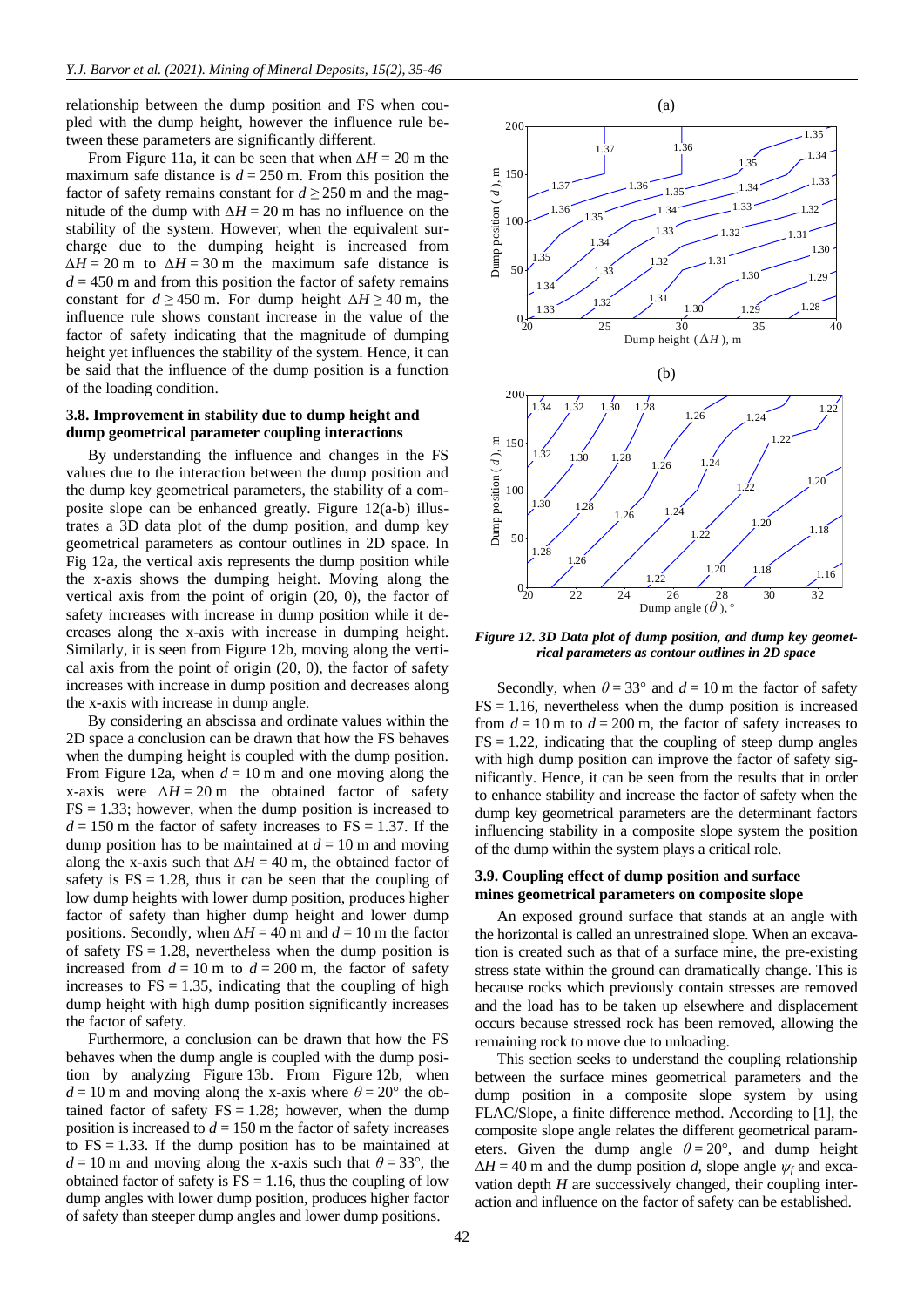relationship between the dump position and FS when coupled with the dump height, however the influence rule between these parameters are significantly different.

From Figure 11a, it can be seen that when $\Delta H = 20$ m the maximum safe distance is $d = 250$ m. From this position the factor of safety remains constant for $d \geq 250$ m and the magnitude of the dump with $\Delta H = 20$ m has no influence on the stability of the system. However, when the equivalent surcharge due to the dumping height is increased from $\Delta H = 20$ m to $\Delta H = 30$ m the maximum safe distance is $d = 450$ m and from this position the factor of safety remains constant for $d \geq 450$ m. For dump height $\Delta H \geq 40$ m, the influence rule shows constant increase in the value of the factor of safety indicating that the magnitude of dumping height yet influences the stability of the system. Hence, it can be said that the influence of the dump position is a function of the loading condition.

### 3.8. Improvement in stability due to dump height and dump geometrical parameter coupling interactions

By understanding the influence and changes in the FS values due to the interaction between the dump position and the dump key geometrical parameters, the stability of a composite slope can be enhanced greatly. Figure 12(a-b) illustrates a 3D data plot of the dump position, and dump key geometrical parameters as contour outlines in 2D space. In Fig 12a, the vertical axis represents the dump position while the x-axis shows the dumping height. Moving along the vertical axis from the point of origin (20, 0), the factor of safety increases with increase in dump position while it decreases along the x-axis with increase in dumping height. Similarly, it is seen from Figure 12b, moving along the vertical axis from the point of origin (20, 0), the factor of safety increases with increase in dump position and decreases along the x-axis with increase in dump angle.

By considering an abscissa and ordinate values within the 2D space a conclusion can be drawn that how the FS behaves when the dumping height is coupled with the dump position. From Figure 12a, when $d = 10$ m and one moving along the x-axis were $\Delta H = 20$ m the obtained factor of safety $FS = 1.33$; however, when the dump position is increased to $d = 150$ m the factor of safety increases to $FS = 1.37$. If the dump position has to be maintained at $d = 10$ m and moving along the x-axis such that $\Delta H = 40$ m, the obtained factor of safety is $FS = 1.28$, thus it can be seen that the coupling of low dump heights with lower dump position, produces higher factor of safety than higher dump height and lower dump positions. Secondly, when $\Delta H = 40$ m and $d = 10$ m the factor of safety $FS = 1.28$, nevertheless when the dump position is increased from $d = 10$ m to $d = 200$ m, the factor of safety increases to $FS = 1.35$, indicating that the coupling of high dump height with high dump position significantly increases the factor of safety.

Furthermore, a conclusion can be drawn that how the FS behaves when the dump angle is coupled with the dump position by analyzing Figure 13b. From Figure 12b, when $d = 10$ m and moving along the x-axis where $\theta = 20°$ the obtained factor of safety $FS = 1.28$; however, when the dump position is increased to $d = 150$ m the factor of safety increases to $FS = 1.33$. If the dump position has to be maintained at $d = 10$ m and moving along the x-axis such that $\theta = 33°$, the obtained factor of safety is $FS = 1.16$, thus the coupling of low dump angles with lower dump position, produces higher factor of safety than steeper dump angles and lower dump positions.

*Figure 12. 3D Data plot of dump position, and dump key geometrical parameters as contour outlines in 2D space*

Secondly, when $\theta = 33°$ and $d = 10$ m the factor of safety $FS = 1.16$, nevertheless when the dump position is increased from $d = 10$ m to $d = 200$ m, the factor of safety increases to $FS = 1.22$, indicating that the coupling of steep dump angles with high dump position can improve the factor of safety significantly. Hence, it can be seen from the results that in order to enhance stability and increase the factor of safety when the dump key geometrical parameters are the determinant factors influencing stability in a composite slope system the position of the dump within the system plays a critical role.

### 3.9. Coupling effect of dump position and surface mines geometrical parameters on composite slope

An exposed ground surface that stands at an angle with the horizontal is called an unrestrained slope. When an excavation is created such as that of a surface mine, the pre-existing stress state within the ground can dramatically change. This is because rocks which previously contain stresses are removed and the load has to be taken up elsewhere and displacement occurs because stressed rock has been removed, allowing the remaining rock to move due to unloading.

This section seeks to understand the coupling relationship between the surface mines geometrical parameters and the dump position in a composite slope system by using FLAC/Slope, a finite difference method. According to [1], the composite slope angle relates the different geometrical parameters. Given the dump angle $\theta = 20°$, and dump height $\Delta H = 40$ m and the dump position $d$, slope angle $\psi_f$ and excavation depth $H$ are successively changed, their coupling interaction and influence on the factor of safety can be established.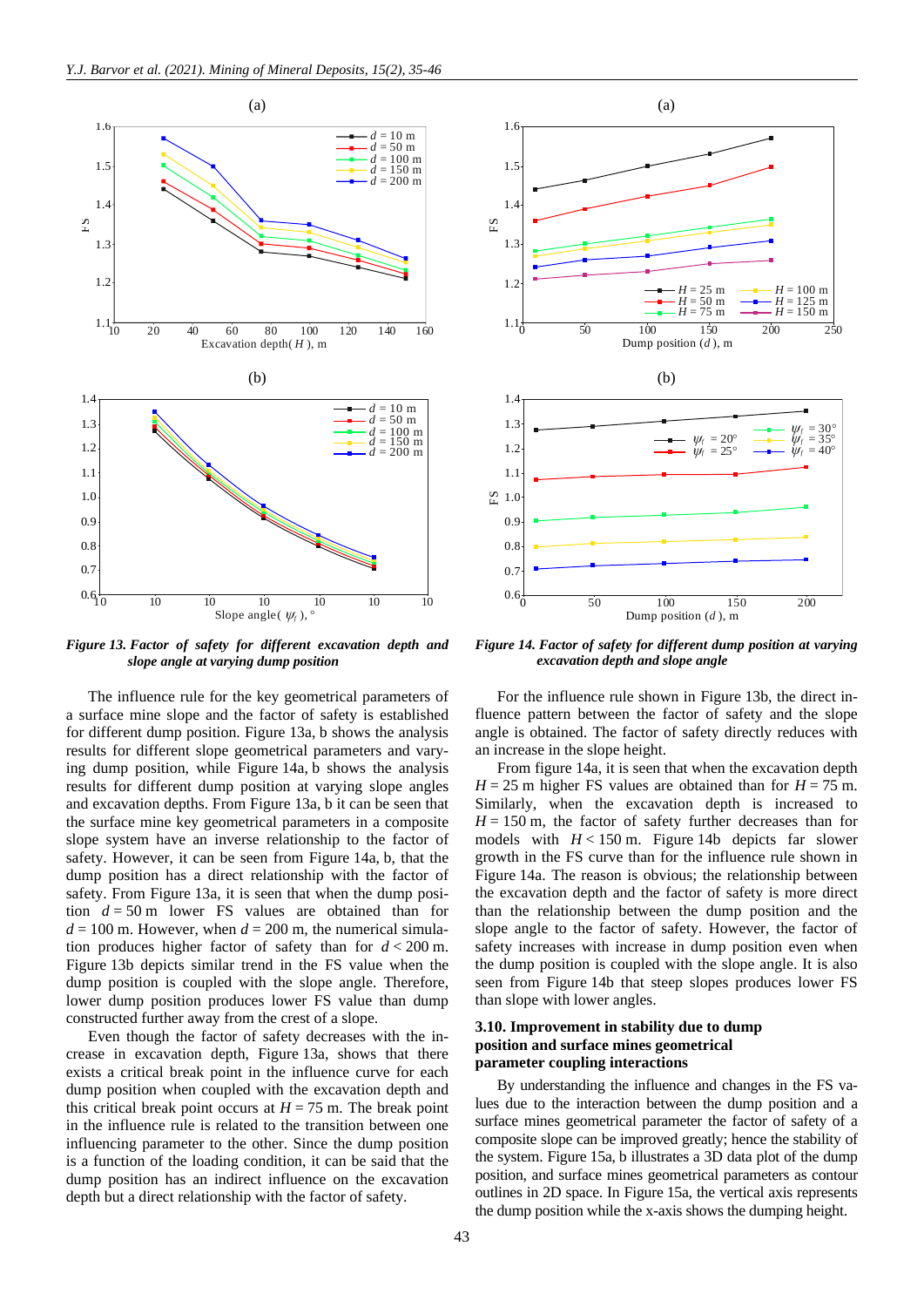*Figure 13. Factor of safety for different excavation depth and slope angle at varying dump position*

*Figure 14. Factor of safety for different dump position at varying excavation depth and slope angle*

The influence rule for the key geometrical parameters of a surface mine slope and the factor of safety is established for different dump position. Figure 13a, b shows the analysis results for different slope geometrical parameters and varying dump position, while Figure 14a, b shows the analysis results for different dump position at varying slope angles and excavation depths. From Figure 13a, b it can be seen that the surface mine key geometrical parameters in a composite slope system have an inverse relationship to the factor of safety. However, it can be seen from Figure 14a, b, that the dump position has a direct relationship with the factor of safety. From Figure 13a, it is seen that when the dump position $d = 50$ m lower FS values are obtained than for $d = 100$ m. However, when $d = 200$ m, the numerical simulation produces higher factor of safety than for $d < 200$ m. Figure 13b depicts similar trend in the FS value when the dump position is coupled with the slope angle. Therefore, lower dump position produces lower FS value than dump constructed further away from the crest of a slope.

Even though the factor of safety decreases with the increase in excavation depth, Figure 13a, shows that there exists a critical break point in the influence curve for each dump position when coupled with the excavation depth and this critical break point occurs at $H = 75$ m. The break point in the influence rule is related to the transition between one influencing parameter to the other. Since the dump position is a function of the loading condition, it can be said that the dump position has an indirect influence on the excavation depth but a direct relationship with the factor of safety.

For the influence rule shown in Figure 13b, the direct influence pattern between the factor of safety and the slope angle is obtained. The factor of safety directly reduces with an increase in the slope height.

From figure 14a, it is seen that when the excavation depth $H = 25$ m higher FS values are obtained than for $H = 75$ m. Similarly, when the excavation depth is increased to $H = 150$ m, the factor of safety further decreases than for models with $H < 150$ m. Figure 14b depicts far slower growth in the FS curve than for the influence rule shown in Figure 14a. The reason is obvious; the relationship between the excavation depth and the factor of safety is more direct than the relationship between the dump position and the slope angle to the factor of safety. However, the factor of safety increases with increase in dump position even when the dump position is coupled with the slope angle. It is also seen from Figure 14b that steep slopes produces lower FS than slope with lower angles.

### 3.10. Improvement in stability due to dump position and surface mines geometrical parameter coupling interactions

By understanding the influence and changes in the FS values due to the interaction between the dump position and a surface mines geometrical parameter the factor of safety of a composite slope can be improved greatly; hence the stability of the system. Figure 15a, b illustrates a 3D data plot of the dump position, and surface mines geometrical parameters as contour outlines in 2D space. In Figure 15a, the vertical axis represents the dump position while the x-axis shows the dumping height.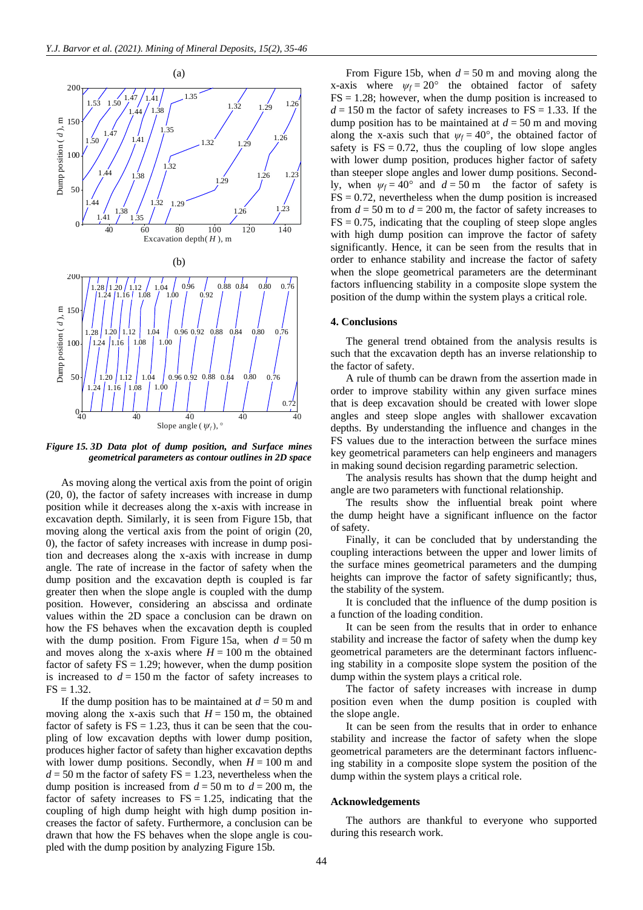*Figure 15. 3D Data plot of dump position, and Surface mines geometrical parameters as contour outlines in 2D space*

As moving along the vertical axis from the point of origin (20, 0), the factor of safety increases with increase in dump position while it decreases along the x-axis with increase in excavation depth. Similarly, it is seen from Figure 15b, that moving along the vertical axis from the point of origin (20, 0), the factor of safety increases with increase in dump position and decreases along the x-axis with increase in dump angle. The rate of increase in the factor of safety when the dump position and the excavation depth is coupled is far greater then when the slope angle is coupled with the dump position. However, considering an abscissa and ordinate values within the 2D space a conclusion can be drawn on how the FS behaves when the excavation depth is coupled with the dump position. From Figure 15a, when $d = 50$ m and moves along the x-axis where $H = 100$ m the obtained factor of safety FS = 1.29; however, when the dump position is increased to $d = 150$ m the factor of safety increases to FS = 1.32.

If the dump position has to be maintained at $d = 50$ m and moving along the x-axis such that $H = 150$ m, the obtained factor of safety is FS = 1.23, thus it can be seen that the coupling of low excavation depths with lower dump position, produces higher factor of safety than higher excavation depths with lower dump positions. Secondly, when $H = 100$ m and $d = 50$ m the factor of safety FS = 1.23, nevertheless when the dump position is increased from $d = 50$ m to $d = 200$ m, the factor of safety increases to FS = 1.25, indicating that the coupling of high dump height with high dump position increases the factor of safety. Furthermore, a conclusion can be drawn that how the FS behaves when the slope angle is coupled with the dump position by analyzing Figure 15b.

From Figure 15b, when $d = 50$ m and moving along the x-axis where $\psi_f = 20°$ the obtained factor of safety FS = 1.28; however, when the dump position is increased to $d = 150$ m the factor of safety increases to FS = 1.33. If the dump position has to be maintained at $d = 50$ m and moving along the x-axis such that $\psi_f = 40°$, the obtained factor of safety is FS = 0.72, thus the coupling of low slope angles with lower dump position, produces higher factor of safety than steeper slope angles and lower dump positions. Secondly, when $\psi_f = 40°$ and $d = 50$ m the factor of safety is FS = 0.72, nevertheless when the dump position is increased from $d = 50$ m to $d = 200$ m, the factor of safety increases to FS = 0.75, indicating that the coupling of steep slope angles with high dump position can improve the factor of safety significantly. Hence, it can be seen from the results that in order to enhance stability and increase the factor of safety when the slope geometrical parameters are the determinant factors influencing stability in a composite slope system the position of the dump within the system plays a critical role.

## 4. Conclusions

The general trend obtained from the analysis results is such that the excavation depth has an inverse relationship to the factor of safety.

A rule of thumb can be drawn from the assertion made in order to improve stability within any given surface mines that is deep excavation should be created with lower slope angles and steep slope angles with shallower excavation depths. By understanding the influence and changes in the FS values due to the interaction between the surface mines key geometrical parameters can help engineers and managers in making sound decision regarding parametric selection.

The analysis results has shown that the dump height and angle are two parameters with functional relationship.

The results show the influential break point where the dump height have a significant influence on the factor of safety.

Finally, it can be concluded that by understanding the coupling interactions between the upper and lower limits of the surface mines geometrical parameters and the dumping heights can improve the factor of safety significantly; thus, the stability of the system.

It is concluded that the influence of the dump position is a function of the loading condition.

It can be seen from the results that in order to enhance stability and increase the factor of safety when the dump key geometrical parameters are the determinant factors influencing stability in a composite slope system the position of the dump within the system plays a critical role.

The factor of safety increases with increase in dump position even when the dump position is coupled with the slope angle.

It can be seen from the results that in order to enhance stability and increase the factor of safety when the slope geometrical parameters are the determinant factors influencing stability in a composite slope system the position of the dump within the system plays a critical role.

## Acknowledgements

The authors are thankful to everyone who supported during this research work.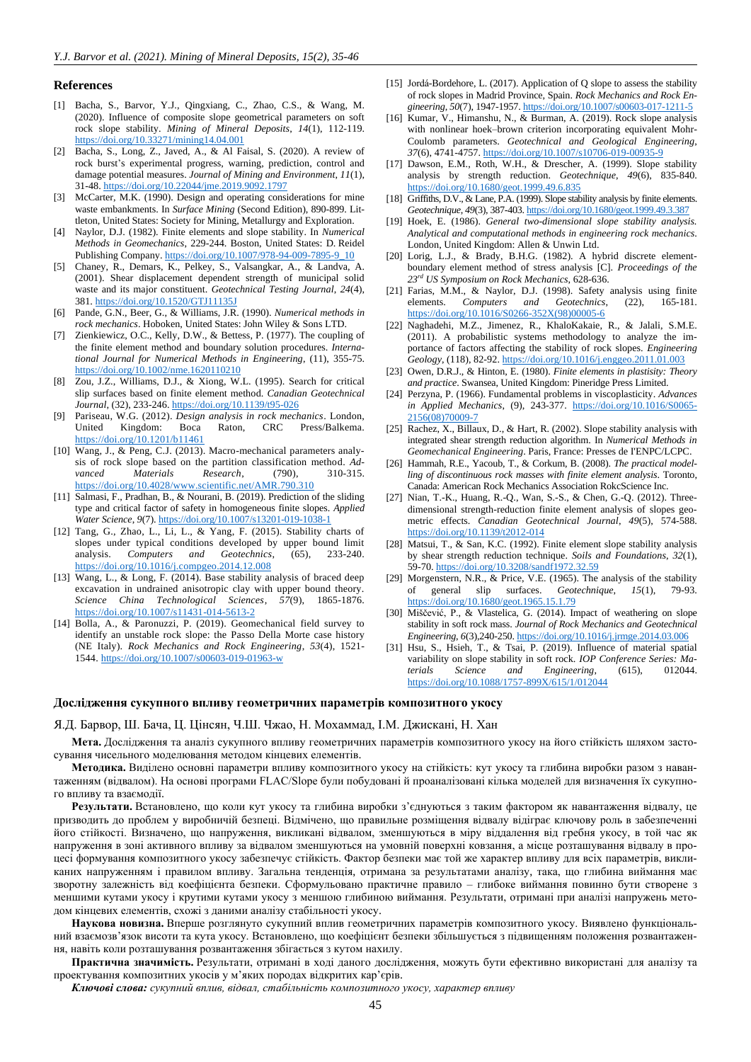## References

[1] Bacha, S., Barvor, Y.J., Qingxiang, C., Zhao, C.S., & Wang, M. (2020). Influence of composite slope geometrical parameters on soft rock slope stability. *Mining of Mineral Deposits*, *14*(1), 112-119. https://doi.org/10.33271/mining14.04.001

[2] Bacha, S., Long, Z., Javed, A., & Al Faisal, S. (2020). A review of rock burst's experimental progress, warning, prediction, control and damage potential measures. *Journal of Mining and Environment*, *11*(1), 31-48. https://doi.org/10.22044/jme.2019.9092.1797

[3] McCarter, M.K. (1990). Design and operating considerations for mine waste embankments. In *Surface Mining* (Second Edition), 890-899. Littleton, United States: Society for Mining, Metallurgy and Exploration.

[4] Naylor, D.J. (1982). Finite elements and slope stability. In *Numerical Methods in Geomechanics*, 229-244. Boston, United States: D. Reidel Publishing Company. https://doi.org/10.1007/978-94-009-7895-9_10

[5] Chaney, R., Demars, K., Pelkey, S., Valsangkar, A., & Landva, A. (2001). Shear displacement dependent strength of municipal solid waste and its major constituent. *Geotechnical Testing Journal*, *24*(4), 381. https://doi.org/10.1520/GTJ11135J

[6] Pande, G.N., Beer, G., & Williams, J.R. (1990). *Numerical methods in rock mechanics*. Hoboken, United States: John Wiley & Sons LTD.

[7] Zienkiewicz, O.C., Kelly, D.W., & Bettess, P. (1977). The coupling of the finite element method and boundary solution procedures. *International Journal for Numerical Methods in Engineering*, (11), 355-75. https://doi.org/10.1002/nme.1620110210

[8] Zou, J.Z., Williams, D.J., & Xiong, W.L. (1995). Search for critical slip surfaces based on finite element method. *Canadian Geotechnical Journal*, (32), 233-246. https://doi.org/10.1139/t95-026

[9] Pariseau, W.G. (2012). *Design analysis in rock mechanics*. London, United Kingdom: Boca Raton, CRC Press/Balkema. https://doi.org/10.1201/b11461

[10] Wang, J., & Peng, C.J. (2013). Macro-mechanical parameters analysis of rock slope based on the partition classification method. *Advanced Materials Research*, (790), 310-315. https://doi.org/10.4028/www.scientific.net/AMR.790.310

[11] Salmasi, F., Pradhan, B., & Nourani, B. (2019). Prediction of the sliding type and critical factor of safety in homogeneous finite slopes. *Applied Water Science*, *9*(7). https://doi.org/10.1007/s13201-019-1038-1

[12] Tang, G., Zhao, L., Li, L., & Yang, F. (2015). Stability charts of slopes under typical conditions developed by upper bound limit analysis. *Computers and Geotechnics*, (65), 233-240. https://doi.org/10.1016/j.compgeo.2014.12.008

[13] Wang, L., & Long, F. (2014). Base stability analysis of braced deep excavation in undrained anisotropic clay with upper bound theory. *Science China Technological Sciences*, *57*(9), 1865-1876. https://doi.org/10.1007/s11431-014-5613-2

[14] Bolla, A., & Paronuzzi, P. (2019). Geomechanical field survey to identify an unstable rock slope: the Passo Della Morte case history (NE Italy). *Rock Mechanics and Rock Engineering*, *53*(4), 1521-1544. https://doi.org/10.1007/s00603-019-01963-w

[15] Jordá-Bordehore, L. (2017). Application of Q slope to assess the stability of rock slopes in Madrid Province, Spain. *Rock Mechanics and Rock Engineering*, *50*(7), 1947-1957. https://doi.org/10.1007/s00603-017-1211-5

[16] Kumar, V., Himanshu, N., & Burman, A. (2019). Rock slope analysis with nonlinear hoek–brown criterion incorporating equivalent Mohr-Coulomb parameters. *Geotechnical and Geological Engineering*, *37*(6), 4741-4757. https://doi.org/10.1007/s10706-019-00935-9

[17] Dawson, E.M., Roth, W.H., & Drescher, A. (1999). Slope stability analysis by strength reduction. *Geotechnique*, *49*(6), 835-840. https://doi.org/10.1680/geot.1999.49.6.835

[18] Griffiths, D.V., & Lane, P.A. (1999). Slope stability analysis by finite elements. *Geotechnique*, *49*(3), 387-403. https://doi.org/10.1680/geot.1999.49.3.387

[19] Hoek, E. (1986). *General two-dimensional slope stability analysis. Analytical and computational methods in engineering rock mechanics*. London, United Kingdom: Allen & Unwin Ltd.

[20] Lorig, L.J., & Brady, B.H.G. (1982). A hybrid discrete element-boundary element method of stress analysis [C]. *Proceedings of the 23rd US Symposium on Rock Mechanics*, 628-636.

[21] Farias, M.M., & Naylor, D.J. (1998). Safety analysis using finite elements. *Computers and Geotechnics*, (22), 165-181. https://doi.org/10.1016/S0266-352X(98)00005-6

[22] Naghadehi, M.Z., Jimenez, R., KhaloKakaie, R., & Jalali, S.M.E. (2011). A probabilistic systems methodology to analyze the importance of factors affecting the stability of rock slopes. *Engineering Geology*, (118), 82-92. https://doi.org/10.1016/j.enggeo.2011.01.003

[23] Owen, D.R.J., & Hinton, E. (1980). *Finite elements in plastisity: Theory and practice*. Swansea, United Kingdom: Pineridge Press Limited.

[24] Perzyna, P. (1966). Fundamental problems in viscoplasticity. *Advances in Applied Mechanics*, (9), 243-377. https://doi.org/10.1016/S0065-2156(08)70009-7

[25] Rachez, X., Billaux, D., & Hart, R. (2002). Slope stability analysis with integrated shear strength reduction algorithm. In *Numerical Methods in Geomechanical Engineering*. Paris, France: Presses de l'ENPC/LCPC.

[26] Hammah, R.E., Yacoub, T., & Corkum, B. (2008). *The practical modelling of discontinuous rock masses with finite element analysis*. Toronto, Canada: American Rock Mechanics Association RokcScience Inc.

[27] Nian, T.-K., Huang, R.-Q., Wan, S.-S., & Chen, G.-Q. (2012). Three-dimensional strength-reduction finite element analysis of slopes geometric effects. *Canadian Geotechnical Journal*, *49*(5), 574-588. https://doi.org/10.1139/t2012-014

[28] Matsui, T., & San, K.C. (1992). Finite element slope stability analysis by shear strength reduction technique. *Soils and Foundations*, *32*(1), 59-70. https://doi.org/10.3208/sandf1972.32.59

[29] Morgenstern, N.R., & Price, V.E. (1965). The analysis of the stability of general slip surfaces. *Geotechnique*, *15*(1), 79-93. https://doi.org/10.1680/geot.1965.15.1.79

[30] Miščević, P., & Vlastelica, G. (2014). Impact of weathering on slope stability in soft rock mass. *Journal of Rock Mechanics and Geotechnical Engineering*, *6*(3),240-250. https://doi.org/10.1016/j.jrmge.2014.03.006

[31] Hsu, S., Hsieh, T., & Tsai, P. (2019). Influence of material spatial variability on slope stability in soft rock. *IOP Conference Series: Materials Science and Engineering*, (615), 012044. https://doi.org/10.1088/1757-899X/615/1/012044

### Дослідження сукупного впливу геометричних параметрів композитного укосу

Я.Д. Барвор, Ш. Бача, Ц. Цінсян, Ч.Ш. Чжао, Н. Мохаммад, І.М. Джискані, Н. Хан

**Мета.** Дослідження та аналіз сукупного впливу геометричних параметрів композитного укосу на його стійкість шляхом застосування чисельного моделювання методом кінцевих елементів.

**Методика.** Виділено основні параметри впливу композитного укосу на стійкість: кут укосу та глибина виробки разом з навантаженням (відвалом). На основі програми FLAC/Slope були побудовані й проаналізовані кілька моделей для визначення їх сукупного впливу та взаємодії.

**Результати.** Встановлено, що коли кут укосу та глибина виробки з'єднуються з таким фактором як навантаження відвалу, це призводить до проблем у виробничій безпеці. Відмічено, що правильне розміщення відвалу відіграє ключову роль в забезпеченні його стійкості. Визначено, що напруження, викликані відвалом, зменшуються в міру віддалення від гребня укосу, в той час як напруження в зоні активного впливу за відвалом зменшуються за умовній поверхні ковзання, а місце розташування відвалу в процесі формування композитного укосу забезпечує стійкість. Фактор безпеки має той же характер впливу для всіх параметрів, викликаних напруженням і правилом впливу. Загальна тенденція, отримана за результатами аналізу, така, що глибина виймання має зворотну залежність від коефіцієнта безпеки. Сформульовано практичне правило – глибоке виймання повинно бути створене з меншими кутами укосу і крутими кутами укосу з меншою глибиною виймання. Результати, отримані при аналізі напружень методом кінцевих елементів, схожі з даними аналізу стабільності укосу.

**Наукова новизна.** Вперше розглянуто сукупний вплив геометричних параметрів композитного укосу. Виявлено функціональний взаємозв'язок висоти та кута укосу. Встановлено, що коефіцієнт безпеки збільшується з підвищенням положення розвантаження, навіть коли розташування розвантаження збігається з кутом нахилу.

**Практична значимість.** Результати, отримані в ході даного дослідження, можуть бути ефективно використані для аналізу та проектування композитних укосів у м'яких породах відкритих кар'єрів.

***Ключові слова:*** *сукупний вплив, відвал, стабільність композитного укосу, характер впливу*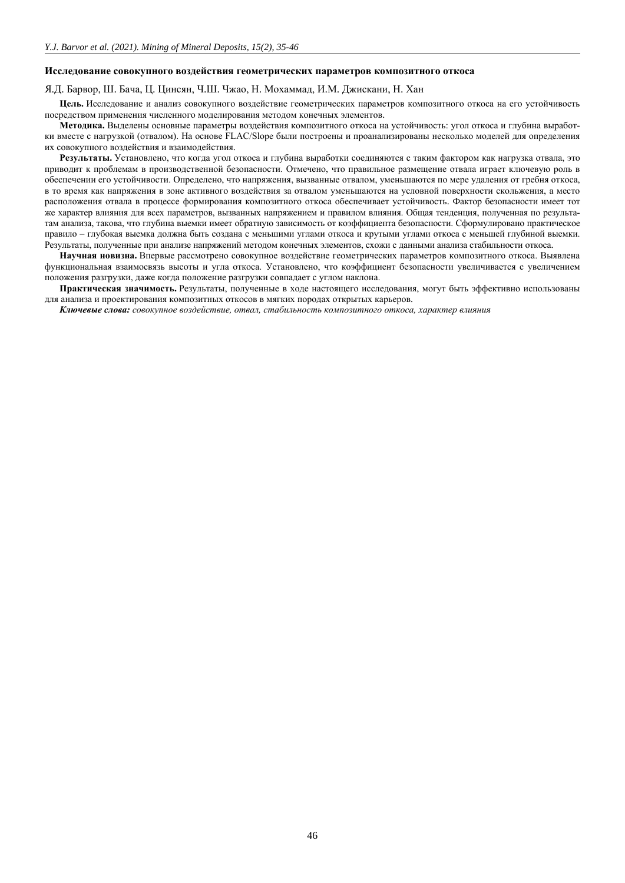### Исследование совокупного воздействия геометрических параметров композитного откоса

Я.Д. Барвор, Ш. Бача, Ц. Цинсян, Ч.Ш. Чжао, Н. Мохаммад, И.М. Джискани, Н. Хан

**Цель.** Исследование и анализ совокупного воздействие геометрических параметров композитного откоса на его устойчивость посредством применения численного моделирования методом конечных элементов.

**Методика.** Выделены основные параметры воздействия композитного откоса на устойчивость: угол откоса и глубина выработки вместе с нагрузкой (отвалом). На основе FLAC/Slope были построены и проанализированы несколько моделей для определения их совокупного воздействия и взаимодействия.

**Результаты.** Установлено, что когда угол откоса и глубина выработки соединяются с таким фактором как нагрузка отвала, это приводит к проблемам в производственной безопасности. Отмечено, что правильное размещение отвала играет ключевую роль в обеспечении его устойчивости. Определено, что напряжения, вызванные отвалом, уменьшаются по мере удаления от гребня откоса, в то время как напряжения в зоне активного воздействия за отвалом уменьшаются на условной поверхности скольжения, а место расположения отвала в процессе формирования композитного откоса обеспечивает устойчивость. Фактор безопасности имеет тот же характер влияния для всех параметров, вызванных напряжением и правилом влияния. Общая тенденция, полученная по результатам анализа, такова, что глубина выемки имеет обратную зависимость от коэффициента безопасности. Сформулировано практическое правило – глубокая выемка должна быть создана с меньшими углами откоса и крутыми углами откоса с меньшей глубиной выемки. Результаты, полученные при анализе напряжений методом конечных элементов, схожи с данными анализа стабильности откоса.

**Научная новизна.** Впервые рассмотрено совокупное воздействие геометрических параметров композитного откоса. Выявлена функциональная взаимосвязь высоты и угла откоса. Установлено, что коэффициент безопасности увеличивается с увеличением положения разгрузки, даже когда положение разгрузки совпадает с углом наклона.

**Практическая значимость.** Результаты, полученные в ходе настоящего исследования, могут быть эффективно использованы для анализа и проектирования композитных откосов в мягких породах открытых карьеров.

***Ключевые слова:*** *совокупное воздействие, отвал, стабильность композитного откоса, характер влияния*